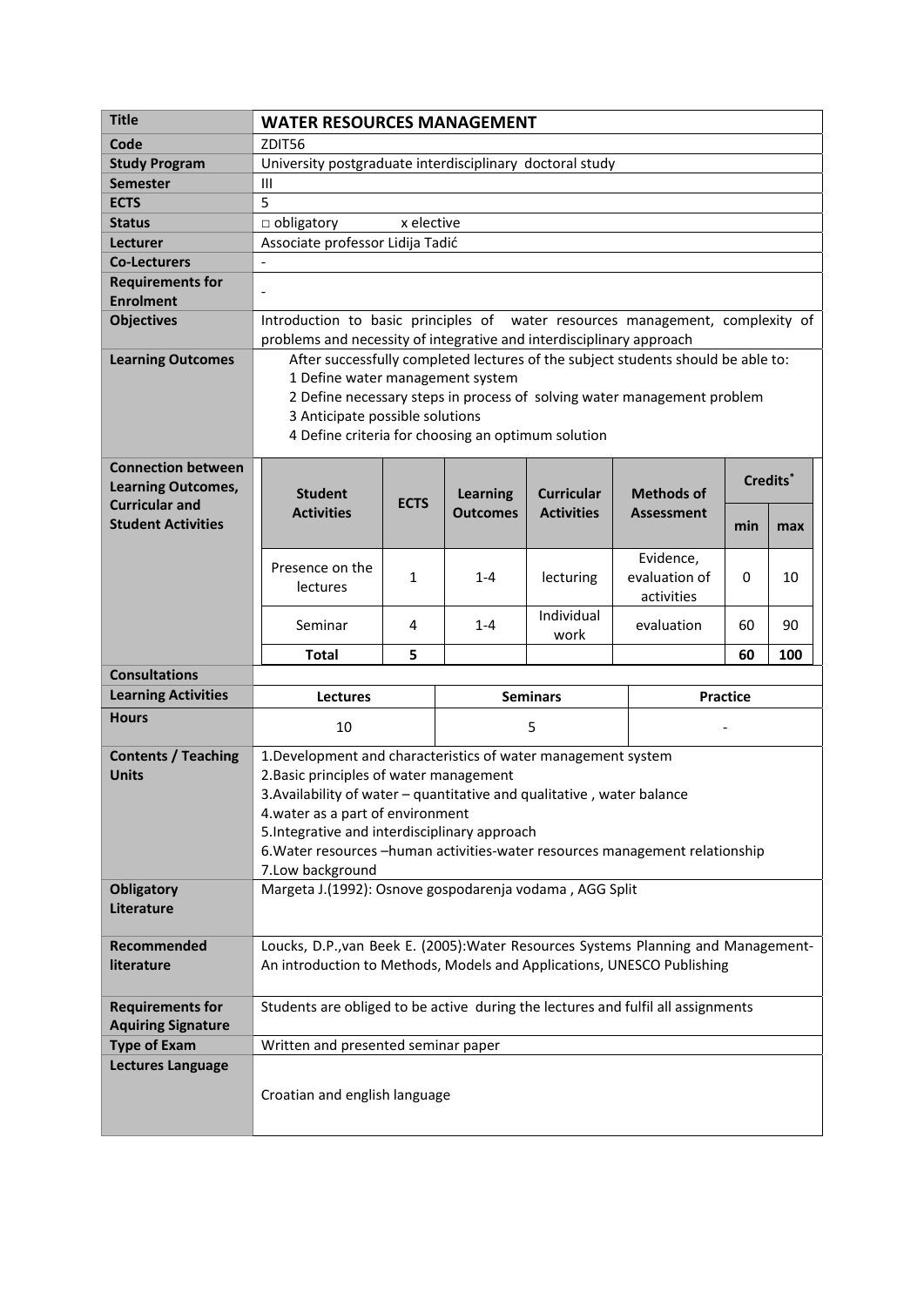| Title | **WATER RESOURCES MANAGEMENT** |
|---|---|
| **Code** | ZDIT56 |
| **Study Program** | University postgraduate interdisciplinary doctoral study |
| **Semester** | III |
| **ECTS** | 5 |
| **Status** | □ obligatory x elective |
| **Lecturer** | Associate professor Lidija Tadić |
| **Co-Lecturers** | - |
| **Requirements for Enrolment** | - |
| **Objectives** | Introduction to basic principles of water resources management, complexity of problems and necessity of integrative and interdisciplinary approach |
| **Learning Outcomes** | After successfully completed lectures of the subject students should be able to:<br>1 Define water management system<br>2 Define necessary steps in process of solving water management problem<br>3 Anticipate possible solutions<br>4 Define criteria for choosing an optimum solution |

**Connection between Learning Outcomes, Curricular and Student Activities**

| Student Activities | ECTS | Learning Outcomes | Curricular Activities | Methods of Assessment | Credits* | |
|---|---|---|---|---|---|---|
| | | | | | min | max |
| Presence on the lectures | 1 | 1-4 | lecturing | Evidence, evaluation of activities | 0 | 10 |
| Seminar | 4 | 1-4 | Individual work | evaluation | 60 | 90 |
| **Total** | **5** | | | | **60** | **100** |

| **Consultations** | | | |
|---|---|---|---|
| **Learning Activities** | **Lectures** | **Seminars** | **Practice** |
| **Hours** | 10 | 5 | - |

| **Contents / Teaching Units** | 1.Development and characteristics of water management system<br>2.Basic principles of water management<br>3.Availability of water – quantitative and qualitative , water balance<br>4.water as a part of environment<br>5.Integrative and interdisciplinary approach<br>6.Water resources –human activities-water resources management relationship<br>7.Low background |
|---|---|
| **Obligatory Literature** | Margeta J.(1992): Osnove gospodarenja vodama , AGG Split |
| **Recommended literature** | Loucks, D.P.,van Beek E. (2005):Water Resources Systems Planning and Management-An introduction to Methods, Models and Applications, UNESCO Publishing |
| **Requirements for Aquiring Signature** | Students are obliged to be active during the lectures and fulfil all assignments |
| **Type of Exam** | Written and presented seminar paper |
| **Lectures Language** | Croatian and english language |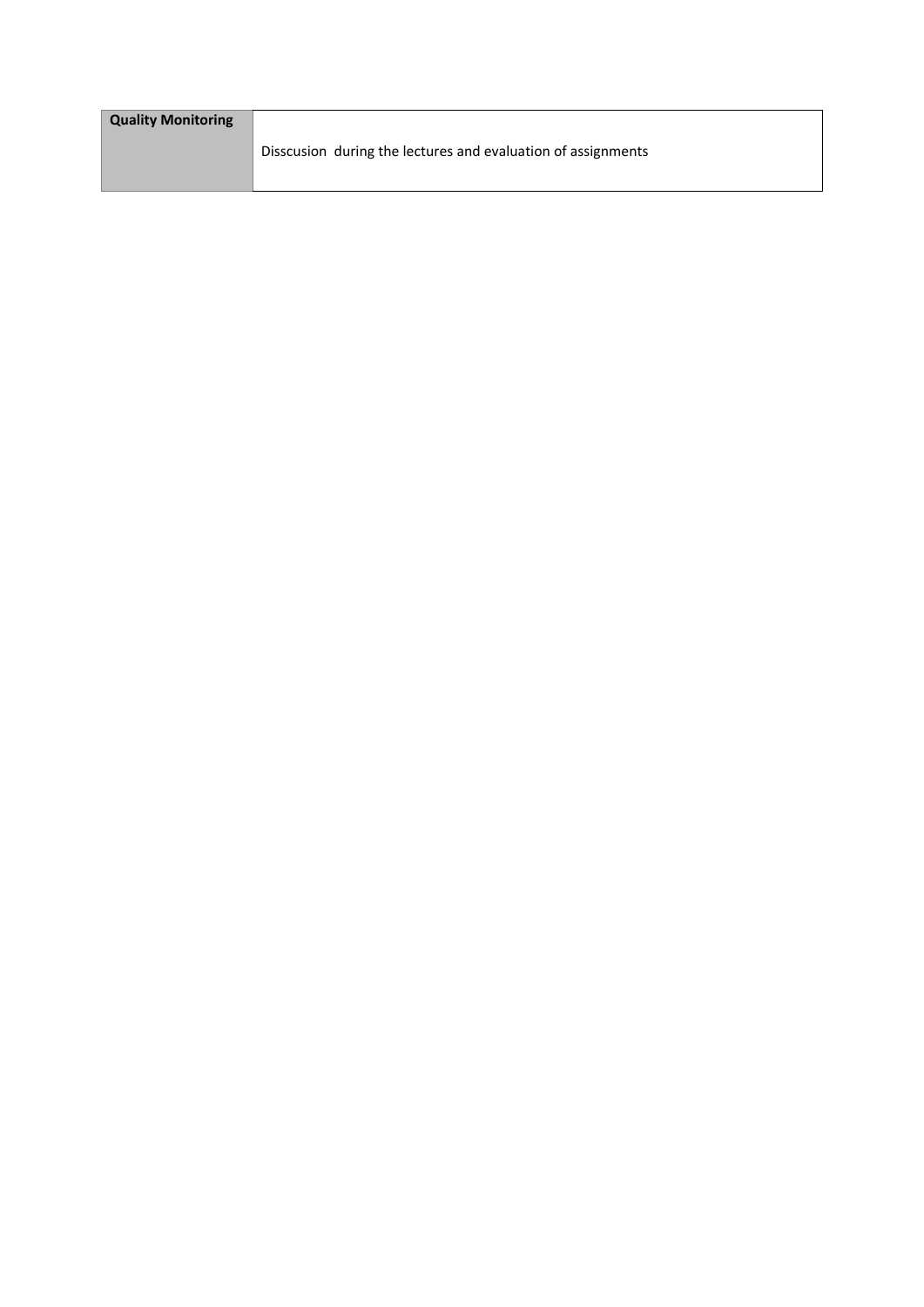| | |
|---|---|
| **Quality Monitoring** | Disscusion during the lectures and evaluation of assignments |